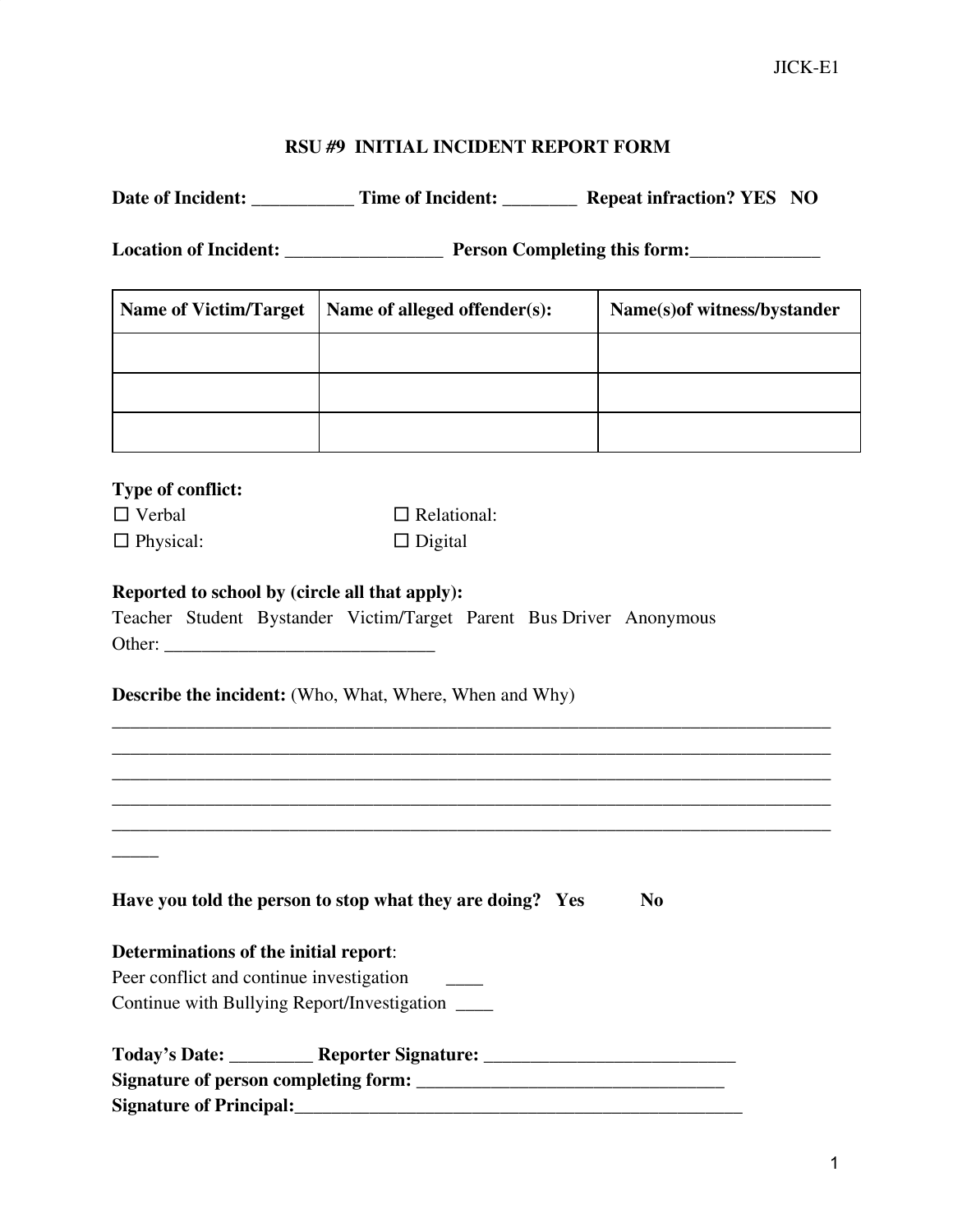JICK-E1

# RSU #9 INITIAL INCIDENT REPORT FORM

**Date of Incident:** ___________ **Time of Incident:** ________ **Repeat infraction? YES NO**

**Location of Incident:** _________________ **Person Completing this form:**______________

| Name of Victim/Target | Name of alleged offender(s): | Name(s)of witness/bystander |
|---|---|---|
| | | |
| | | |
| | | |

**Type of conflict:**

☐ Verbal ☐ Relational:

☐ Physical: ☐ Digital

**Reported to school by (circle all that apply):**

Teacher Student Bystander Victim/Target Parent Bus Driver Anonymous

Other: _____________________________

**Describe the incident:** (Who, What, Where, When and Why)

________________________________________________________________________________
________________________________________________________________________________
________________________________________________________________________________
________________________________________________________________________________
________________________________________________________________________________
_____

**Have you told the person to stop what they are doing? Yes No**

**Determinations of the initial report**:

Peer conflict and continue investigation ____

Continue with Bullying Report/Investigation ____

**Today's Date:** _________ **Reporter Signature:** ___________________________

**Signature of person completing form:** _________________________________

**Signature of Principal:**__________________________________________________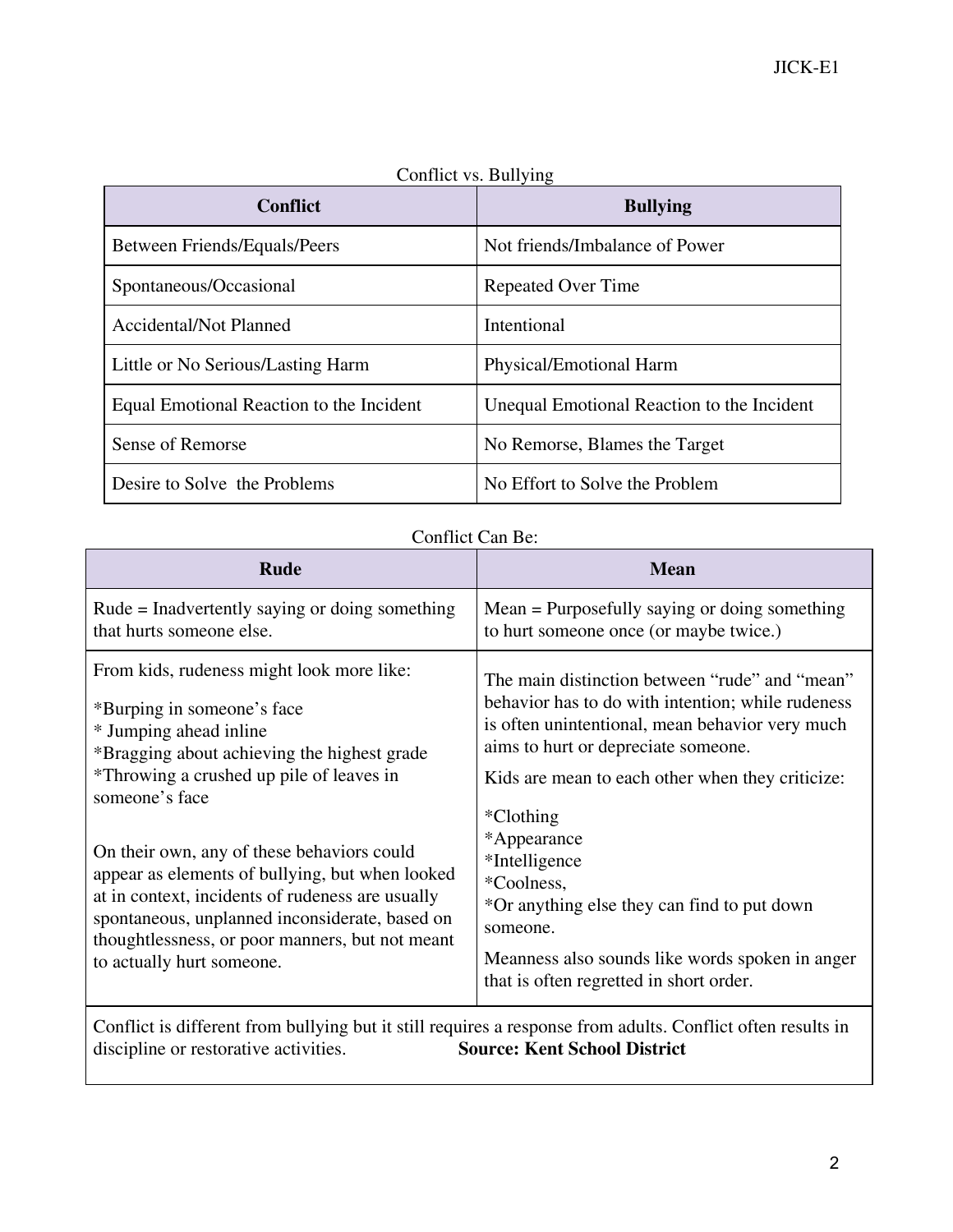Conflict vs. Bullying

| Conflict | Bullying |
| --- | --- |
| Between Friends/Equals/Peers | Not friends/Imbalance of Power |
| Spontaneous/Occasional | Repeated Over Time |
| Accidental/Not Planned | Intentional |
| Little or No Serious/Lasting Harm | Physical/Emotional Harm |
| Equal Emotional Reaction to the Incident | Unequal Emotional Reaction to the Incident |
| Sense of Remorse | No Remorse, Blames the Target |
| Desire to Solve  the Problems | No Effort to Solve the Problem |

Conflict Can Be:

| Rude | Mean |
| --- | --- |
| Rude = Inadvertently saying or doing something that hurts someone else. | Mean = Purposefully saying or doing something to hurt someone once (or maybe twice.) |
| From kids, rudeness might look more like:<br><br>*Burping in someone's face<br>* Jumping ahead inline<br>*Bragging about achieving the highest grade<br>*Throwing a crushed up pile of leaves in someone's face<br><br>On their own, any of these behaviors could appear as elements of bullying, but when looked at in context, incidents of rudeness are usually spontaneous, unplanned inconsiderate, based on thoughtlessness, or poor manners, but not meant to actually hurt someone. | The main distinction between "rude" and "mean" behavior has to do with intention; while rudeness is often unintentional, mean behavior very much aims to hurt or depreciate someone.<br><br>Kids are mean to each other when they criticize:<br><br>*Clothing<br>*Appearance<br>*Intelligence<br>*Coolness,<br>*Or anything else they can find to put down someone.<br><br>Meanness also sounds like words spoken in anger that is often regretted in short order. |
| Conflict is different from bullying but it still requires a response from adults. Conflict often results in discipline or restorative activities. **Source: Kent School District** | |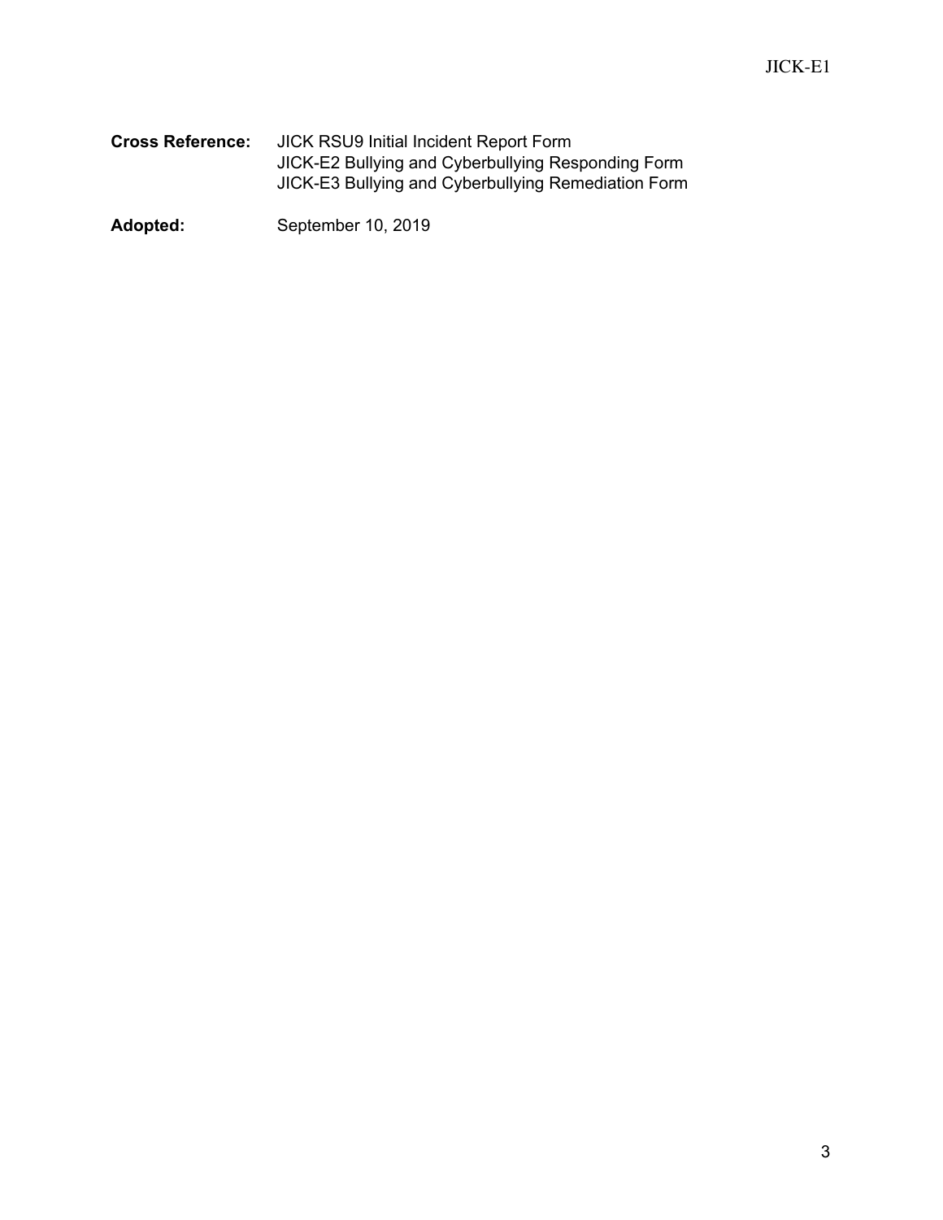**Cross Reference:** JICK RSU9 Initial Incident Report Form
JICK-E2 Bullying and Cyberbullying Responding Form
JICK-E3 Bullying and Cyberbullying Remediation Form

**Adopted:** September 10, 2019